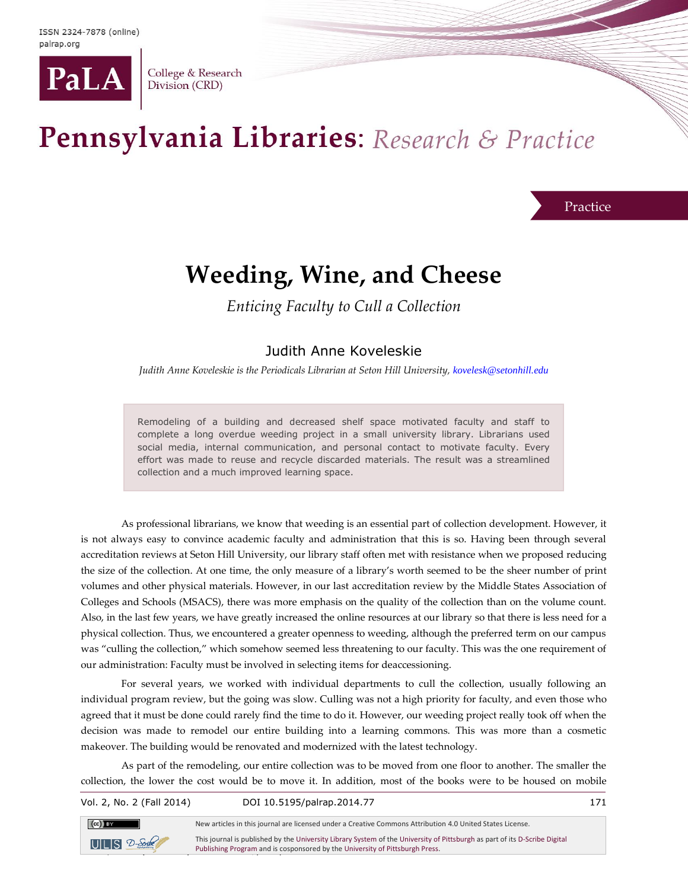Practice

# Weeding, Wine, and Cheese

*Enticing Faculty to Cull a Collection*

## Judith Anne Koveleskie

*Judith Anne Koveleskie is the Periodicals Librarian at Seton Hill University, kovelesk@setonhill.edu*

> Remodeling of a building and decreased shelf space motivated faculty and staff to complete a long overdue weeding project in a small university library. Librarians used social media, internal communication, and personal contact to motivate faculty. Every effort was made to reuse and recycle discarded materials. The result was a streamlined collection and a much improved learning space.

As professional librarians, we know that weeding is an essential part of collection development. However, it is not always easy to convince academic faculty and administration that this is so. Having been through several accreditation reviews at Seton Hill University, our library staff often met with resistance when we proposed reducing the size of the collection. At one time, the only measure of a library's worth seemed to be the sheer number of print volumes and other physical materials. However, in our last accreditation review by the Middle States Association of Colleges and Schools (MSACS), there was more emphasis on the quality of the collection than on the volume count. Also, in the last few years, we have greatly increased the online resources at our library so that there is less need for a physical collection. Thus, we encountered a greater openness to weeding, although the preferred term on our campus was "culling the collection," which somehow seemed less threatening to our faculty. This was the one requirement of our administration: Faculty must be involved in selecting items for deaccessioning.

For several years, we worked with individual departments to cull the collection, usually following an individual program review, but the going was slow. Culling was not a high priority for faculty, and even those who agreed that it must be done could rarely find the time to do it. However, our weeding project really took off when the decision was made to remodel our entire building into a learning commons. This was more than a cosmetic makeover. The building would be renovated and modernized with the latest technology.

As part of the remodeling, our entire collection was to be moved from one floor to another. The smaller the collection, the lower the cost would be to move it. In addition, most of the books were to be housed on mobile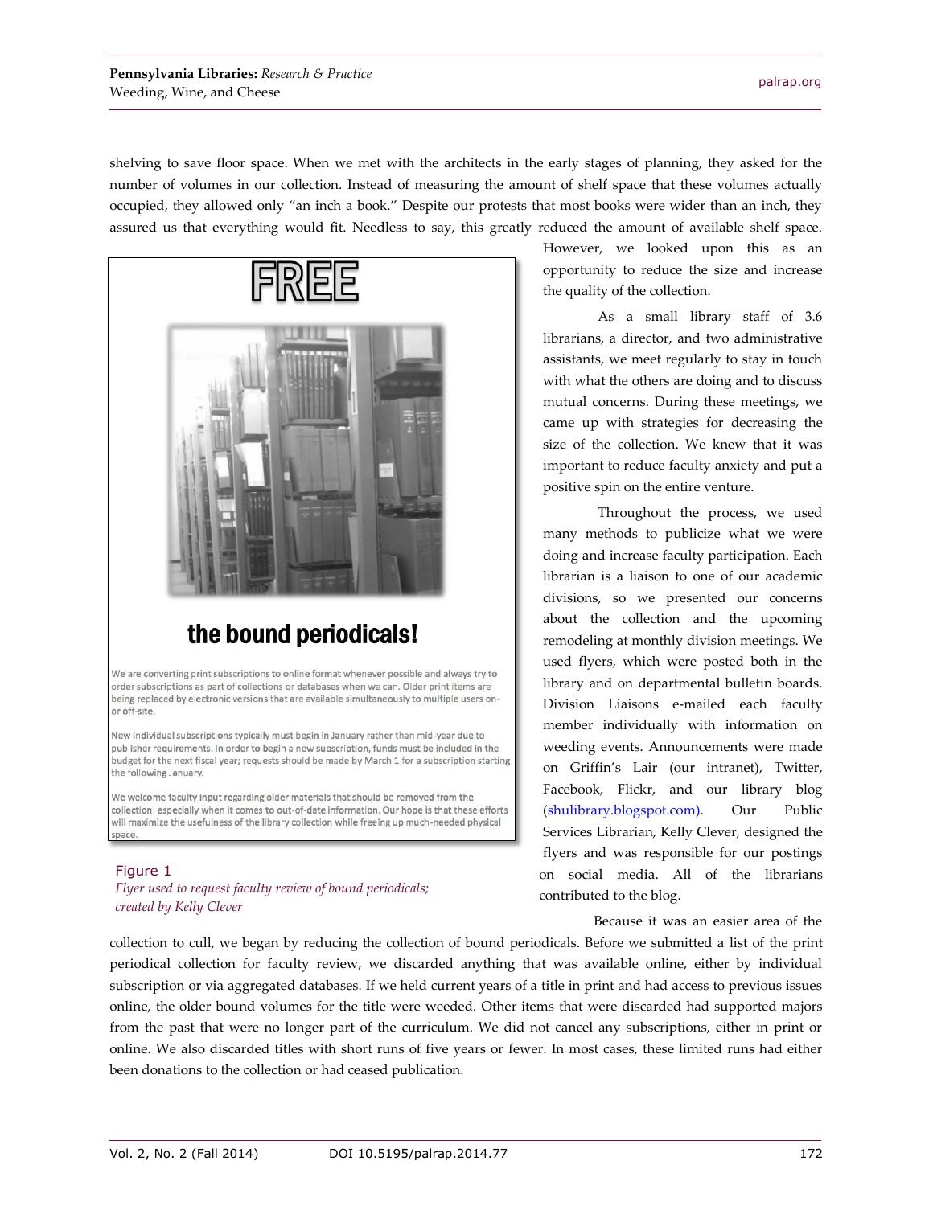shelving to save floor space. When we met with the architects in the early stages of planning, they asked for the number of volumes in our collection. Instead of measuring the amount of shelf space that these volumes actually occupied, they allowed only "an inch a book." Despite our protests that most books were wider than an inch, they assured us that everything would fit. Needless to say, this greatly reduced the amount of available shelf space. However, we looked upon this as an opportunity to reduce the size and increase the quality of the collection.

As a small library staff of 3.6 librarians, a director, and two administrative assistants, we meet regularly to stay in touch with what the others are doing and to discuss mutual concerns. During these meetings, we came up with strategies for decreasing the size of the collection. We knew that it was important to reduce faculty anxiety and put a positive spin on the entire venture.

Throughout the process, we used many methods to publicize what we were doing and increase faculty participation. Each librarian is a liaison to one of our academic divisions, so we presented our concerns about the collection and the upcoming remodeling at monthly division meetings. We used flyers, which were posted both in the library and on departmental bulletin boards. Division Liaisons e-mailed each faculty member individually with information on weeding events. Announcements were made on Griffin's Lair (our intranet), Twitter, Facebook, Flickr, and our library blog (shulibrary.blogspot.com). Our Public Services Librarian, Kelly Clever, designed the flyers and was responsible for our postings on social media. All of the librarians contributed to the blog.

FREE

the bound periodicals!

We are converting print subscriptions to online format whenever possible and always try to order subscriptions as part of collections or databases when we can. Older print items are being replaced by electronic versions that are available simultaneously to multiple users on- or off-site.

New individual subscriptions typically must begin in January rather than mid-year due to publisher requirements. In order to begin a new subscription, funds must be included in the budget for the next fiscal year; requests should be made by March 1 for a subscription starting the following January.

We welcome faculty input regarding older materials that should be removed from the collection, especially when it comes to out-of-date information. Our hope is that these efforts will maximize the usefulness of the library collection while freeing up much-needed physical space.

Figure 1
*Flyer used to request faculty review of bound periodicals; created by Kelly Clever*

Because it was an easier area of the collection to cull, we began by reducing the collection of bound periodicals. Before we submitted a list of the print periodical collection for faculty review, we discarded anything that was available online, either by individual subscription or via aggregated databases. If we held current years of a title in print and had access to previous issues online, the older bound volumes for the title were weeded. Other items that were discarded had supported majors from the past that were no longer part of the curriculum. We did not cancel any subscriptions, either in print or online. We also discarded titles with short runs of five years or fewer. In most cases, these limited runs had either been donations to the collection or had ceased publication.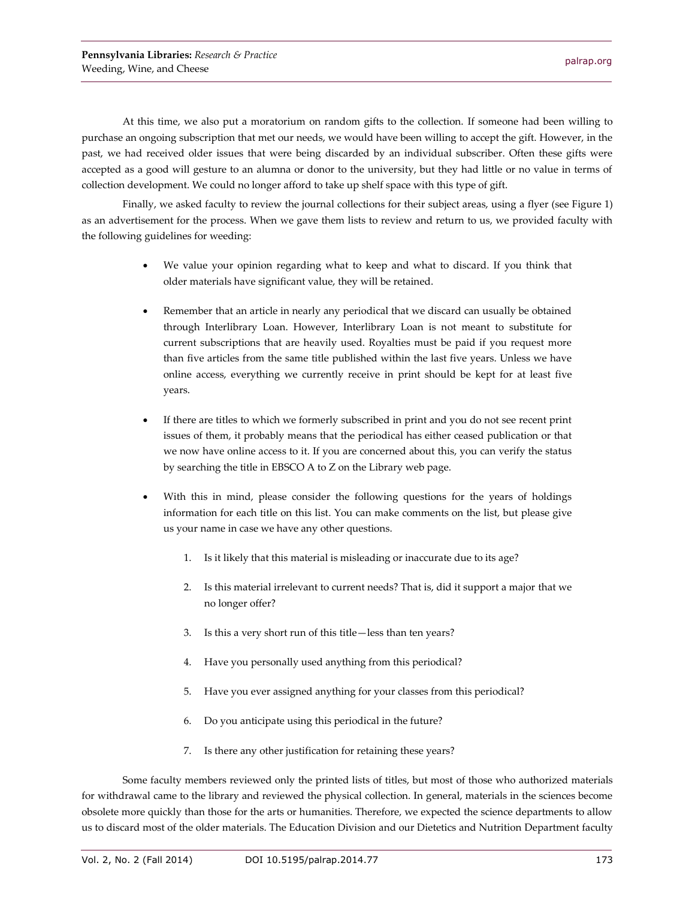At this time, we also put a moratorium on random gifts to the collection. If someone had been willing to purchase an ongoing subscription that met our needs, we would have been willing to accept the gift. However, in the past, we had received older issues that were being discarded by an individual subscriber. Often these gifts were accepted as a good will gesture to an alumna or donor to the university, but they had little or no value in terms of collection development. We could no longer afford to take up shelf space with this type of gift.

Finally, we asked faculty to review the journal collections for their subject areas, using a flyer (see Figure 1) as an advertisement for the process. When we gave them lists to review and return to us, we provided faculty with the following guidelines for weeding:

- We value your opinion regarding what to keep and what to discard. If you think that older materials have significant value, they will be retained.

- Remember that an article in nearly any periodical that we discard can usually be obtained through Interlibrary Loan. However, Interlibrary Loan is not meant to substitute for current subscriptions that are heavily used. Royalties must be paid if you request more than five articles from the same title published within the last five years. Unless we have online access, everything we currently receive in print should be kept for at least five years.

- If there are titles to which we formerly subscribed in print and you do not see recent print issues of them, it probably means that the periodical has either ceased publication or that we now have online access to it. If you are concerned about this, you can verify the status by searching the title in EBSCO A to Z on the Library web page.

- With this in mind, please consider the following questions for the years of holdings information for each title on this list. You can make comments on the list, but please give us your name in case we have any other questions.

    1. Is it likely that this material is misleading or inaccurate due to its age?

    2. Is this material irrelevant to current needs? That is, did it support a major that we no longer offer?

    3. Is this a very short run of this title—less than ten years?

    4. Have you personally used anything from this periodical?

    5. Have you ever assigned anything for your classes from this periodical?

    6. Do you anticipate using this periodical in the future?

    7. Is there any other justification for retaining these years?

Some faculty members reviewed only the printed lists of titles, but most of those who authorized materials for withdrawal came to the library and reviewed the physical collection. In general, materials in the sciences become obsolete more quickly than those for the arts or humanities. Therefore, we expected the science departments to allow us to discard most of the older materials. The Education Division and our Dietetics and Nutrition Department faculty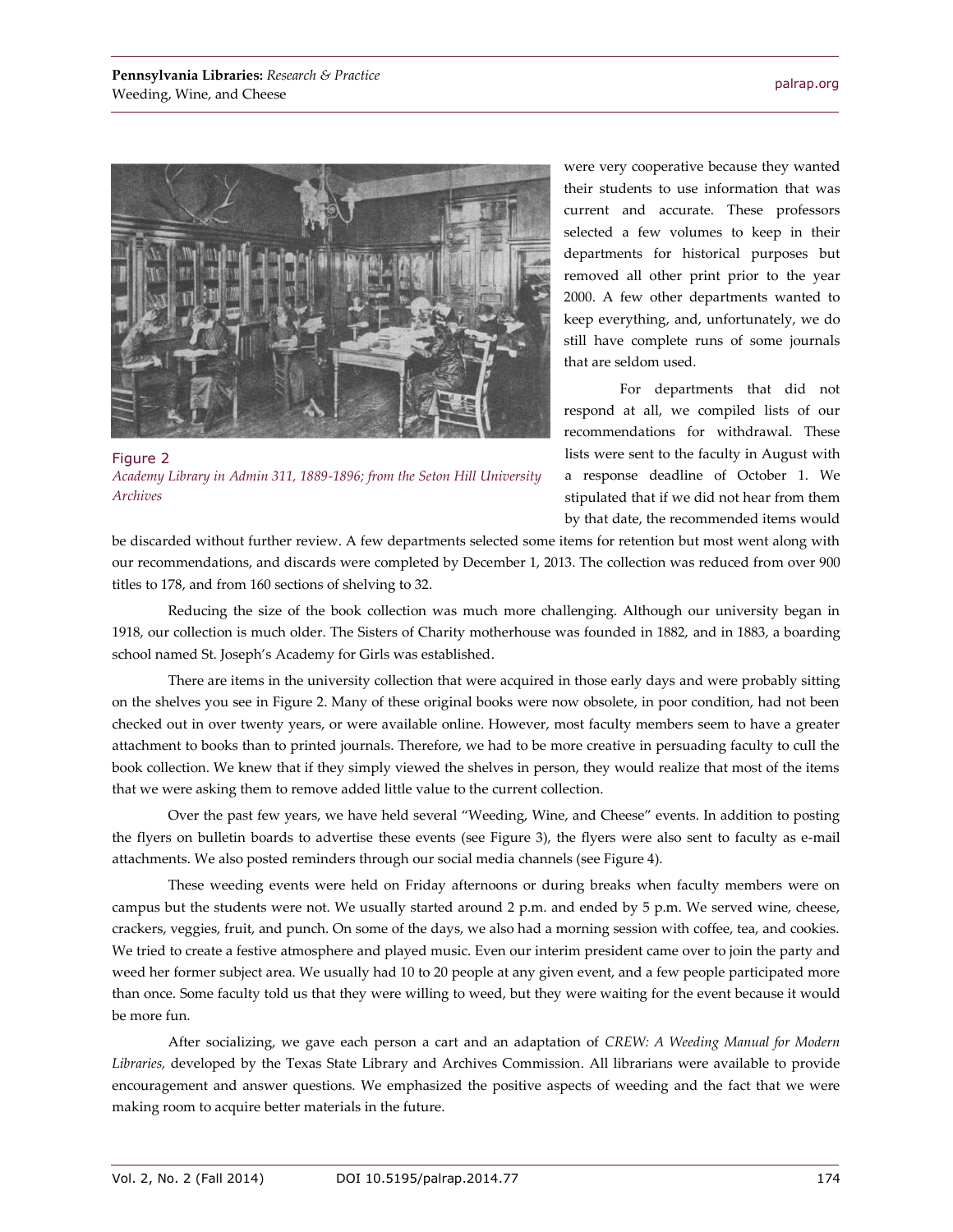Figure 2
*Academy Library in Admin 311, 1889-1896; from the Seton Hill University Archives*

were very cooperative because they wanted their students to use information that was current and accurate. These professors selected a few volumes to keep in their departments for historical purposes but removed all other print prior to the year 2000. A few other departments wanted to keep everything, and, unfortunately, we do still have complete runs of some journals that are seldom used.

For departments that did not respond at all, we compiled lists of our recommendations for withdrawal. These lists were sent to the faculty in August with a response deadline of October 1. We stipulated that if we did not hear from them by that date, the recommended items would be discarded without further review. A few departments selected some items for retention but most went along with our recommendations, and discards were completed by December 1, 2013. The collection was reduced from over 900 titles to 178, and from 160 sections of shelving to 32.

Reducing the size of the book collection was much more challenging. Although our university began in 1918, our collection is much older. The Sisters of Charity motherhouse was founded in 1882, and in 1883, a boarding school named St. Joseph's Academy for Girls was established.

There are items in the university collection that were acquired in those early days and were probably sitting on the shelves you see in Figure 2. Many of these original books were now obsolete, in poor condition, had not been checked out in over twenty years, or were available online. However, most faculty members seem to have a greater attachment to books than to printed journals. Therefore, we had to be more creative in persuading faculty to cull the book collection. We knew that if they simply viewed the shelves in person, they would realize that most of the items that we were asking them to remove added little value to the current collection.

Over the past few years, we have held several "Weeding, Wine, and Cheese" events. In addition to posting the flyers on bulletin boards to advertise these events (see Figure 3), the flyers were also sent to faculty as e-mail attachments. We also posted reminders through our social media channels (see Figure 4).

These weeding events were held on Friday afternoons or during breaks when faculty members were on campus but the students were not. We usually started around 2 p.m. and ended by 5 p.m. We served wine, cheese, crackers, veggies, fruit, and punch. On some of the days, we also had a morning session with coffee, tea, and cookies. We tried to create a festive atmosphere and played music. Even our interim president came over to join the party and weed her former subject area. We usually had 10 to 20 people at any given event, and a few people participated more than once. Some faculty told us that they were willing to weed, but they were waiting for the event because it would be more fun.

After socializing, we gave each person a cart and an adaptation of *CREW: A Weeding Manual for Modern Libraries,* developed by the Texas State Library and Archives Commission. All librarians were available to provide encouragement and answer questions. We emphasized the positive aspects of weeding and the fact that we were making room to acquire better materials in the future.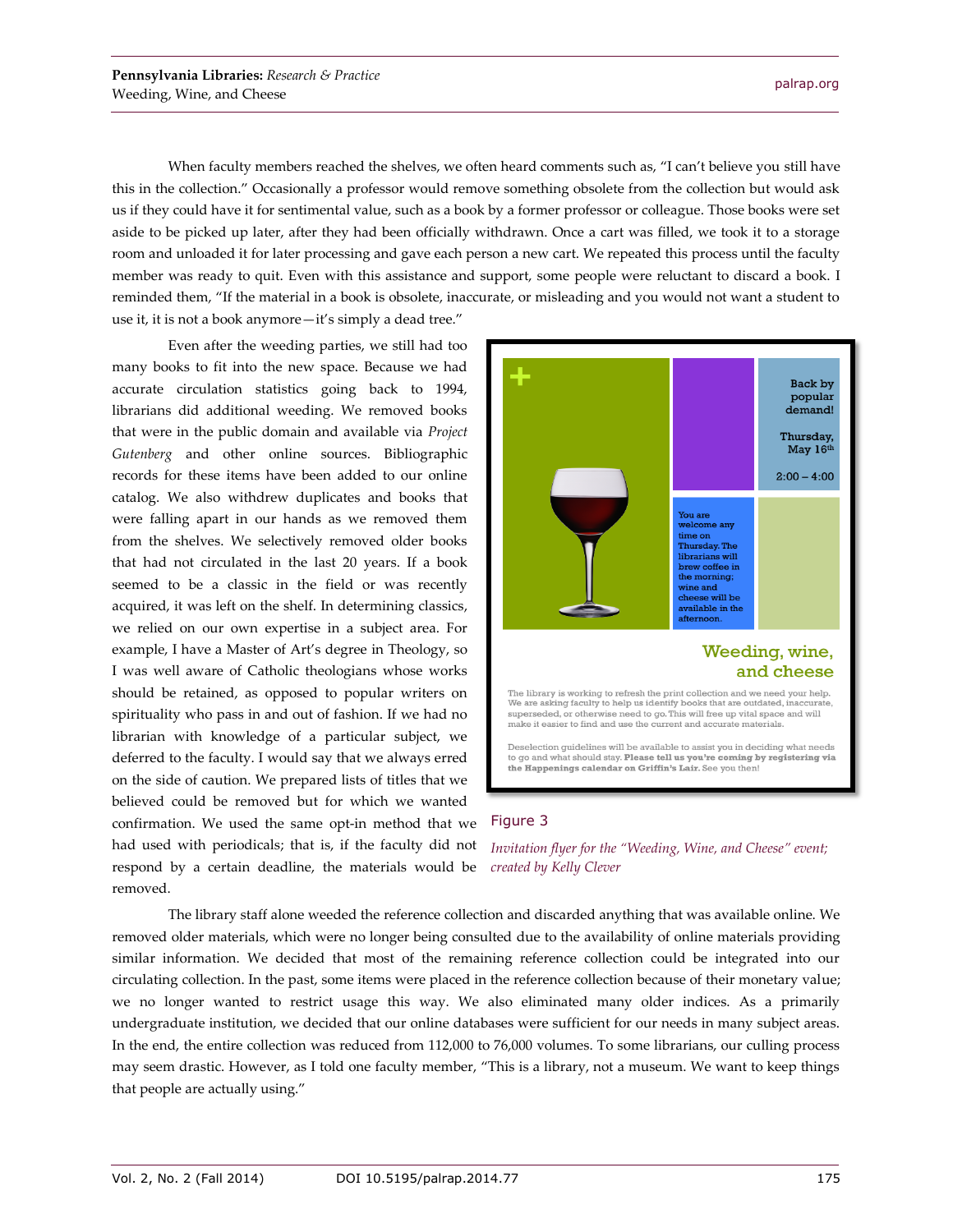When faculty members reached the shelves, we often heard comments such as, "I can't believe you still have this in the collection." Occasionally a professor would remove something obsolete from the collection but would ask us if they could have it for sentimental value, such as a book by a former professor or colleague. Those books were set aside to be picked up later, after they had been officially withdrawn. Once a cart was filled, we took it to a storage room and unloaded it for later processing and gave each person a new cart. We repeated this process until the faculty member was ready to quit. Even with this assistance and support, some people were reluctant to discard a book. I reminded them, "If the material in a book is obsolete, inaccurate, or misleading and you would not want a student to use it, it is not a book anymore—it's simply a dead tree."

Even after the weeding parties, we still had too many books to fit into the new space. Because we had accurate circulation statistics going back to 1994, librarians did additional weeding. We removed books that were in the public domain and available via *Project Gutenberg* and other online sources. Bibliographic records for these items have been added to our online catalog. We also withdrew duplicates and books that were falling apart in our hands as we removed them from the shelves. We selectively removed older books that had not circulated in the last 20 years. If a book seemed to be a classic in the field or was recently acquired, it was left on the shelf. In determining classics, we relied on our own expertise in a subject area. For example, I have a Master of Art's degree in Theology, so I was well aware of Catholic theologians whose works should be retained, as opposed to popular writers on spirituality who pass in and out of fashion. If we had no librarian with knowledge of a particular subject, we deferred to the faculty. I would say that we always erred on the side of caution. We prepared lists of titles that we believed could be removed but for which we wanted confirmation. We used the same opt-in method that we had used with periodicals; that is, if the faculty did not respond by a certain deadline, the materials would be removed.

Back by popular demand!

Thursday, May 16th

2:00 – 4:00

You are welcome any time on Thursday. The librarians will brew coffee in the morning; wine and cheese will be available in the afternoon.

**Weeding, wine, and cheese**

The library is working to refresh the print collection and we need your help. We are asking faculty to help us identify books that are outdated, inaccurate, superseded, or otherwise need to go. This will free up vital space and will make it easier to find and use the current and accurate materials.

Deselection guidelines will be available to assist you in deciding what needs to go and what should stay. **Please tell us you're coming by registering via the Happenings calendar on Griffin's Lair.** See you then!

Figure 3

*Invitation flyer for the "Weeding, Wine, and Cheese" event; created by Kelly Clever*

The library staff alone weeded the reference collection and discarded anything that was available online. We removed older materials, which were no longer being consulted due to the availability of online materials providing similar information. We decided that most of the remaining reference collection could be integrated into our circulating collection. In the past, some items were placed in the reference collection because of their monetary value; we no longer wanted to restrict usage this way. We also eliminated many older indices. As a primarily undergraduate institution, we decided that our online databases were sufficient for our needs in many subject areas. In the end, the entire collection was reduced from 112,000 to 76,000 volumes. To some librarians, our culling process may seem drastic. However, as I told one faculty member, "This is a library, not a museum. We want to keep things that people are actually using."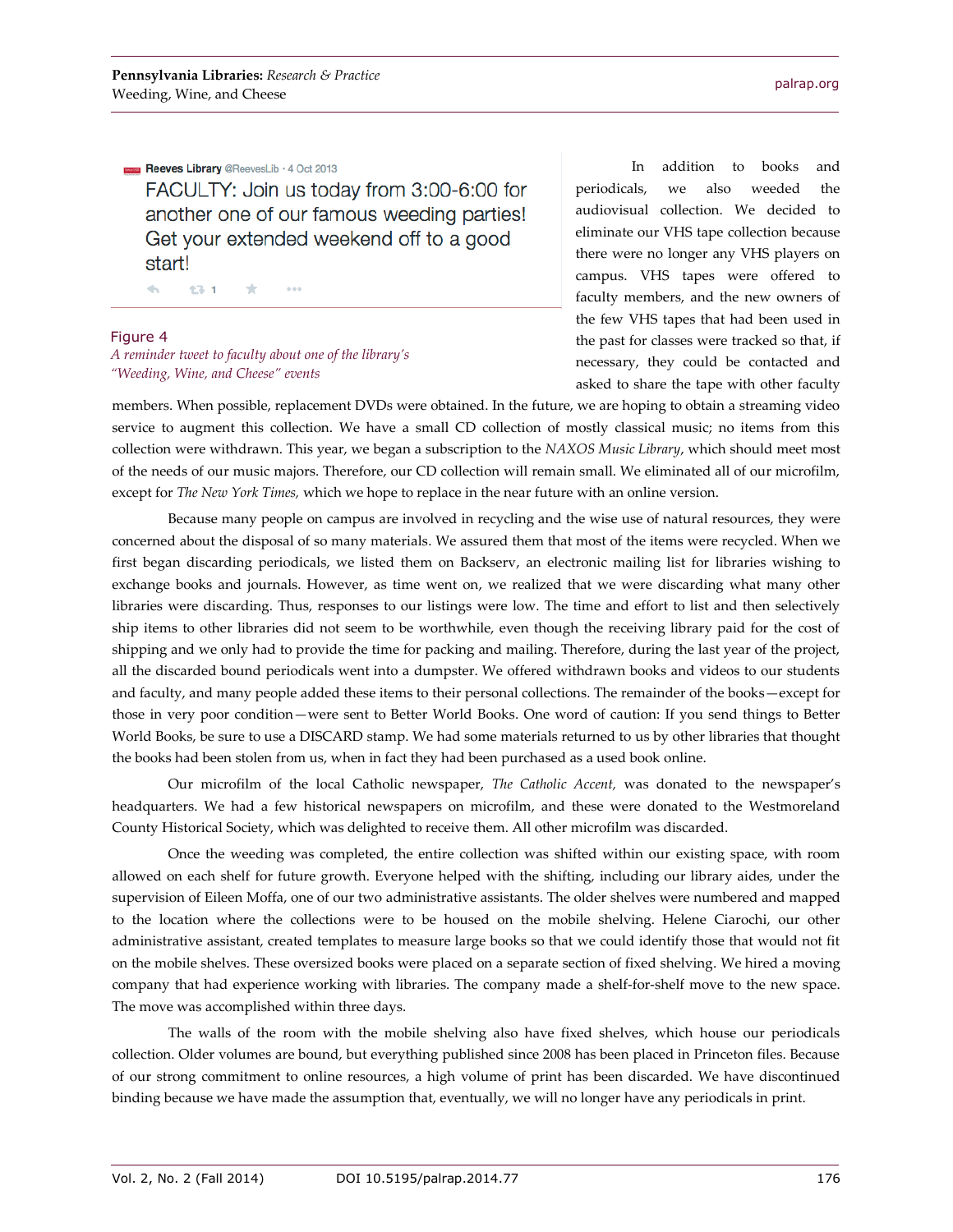Reeves Library @ReevesLib · 4 Oct 2013

FACULTY: Join us today from 3:00-6:00 for another one of our famous weeding parties! Get your extended weekend off to a good start!

Figure 4
*A reminder tweet to faculty about one of the library's "Weeding, Wine, and Cheese" events*

In addition to books and periodicals, we also weeded the audiovisual collection. We decided to eliminate our VHS tape collection because there were no longer any VHS players on campus. VHS tapes were offered to faculty members, and the new owners of the few VHS tapes that had been used in the past for classes were tracked so that, if necessary, they could be contacted and asked to share the tape with other faculty members. When possible, replacement DVDs were obtained. In the future, we are hoping to obtain a streaming video service to augment this collection. We have a small CD collection of mostly classical music; no items from this collection were withdrawn. This year, we began a subscription to the *NAXOS Music Library*, which should meet most of the needs of our music majors. Therefore, our CD collection will remain small. We eliminated all of our microfilm, except for *The New York Times,* which we hope to replace in the near future with an online version.

Because many people on campus are involved in recycling and the wise use of natural resources, they were concerned about the disposal of so many materials. We assured them that most of the items were recycled. When we first began discarding periodicals, we listed them on Backserv, an electronic mailing list for libraries wishing to exchange books and journals. However, as time went on, we realized that we were discarding what many other libraries were discarding. Thus, responses to our listings were low. The time and effort to list and then selectively ship items to other libraries did not seem to be worthwhile, even though the receiving library paid for the cost of shipping and we only had to provide the time for packing and mailing. Therefore, during the last year of the project, all the discarded bound periodicals went into a dumpster. We offered withdrawn books and videos to our students and faculty, and many people added these items to their personal collections. The remainder of the books—except for those in very poor condition—were sent to Better World Books. One word of caution: If you send things to Better World Books, be sure to use a DISCARD stamp. We had some materials returned to us by other libraries that thought the books had been stolen from us, when in fact they had been purchased as a used book online.

Our microfilm of the local Catholic newspaper, *The Catholic Accent,* was donated to the newspaper's headquarters. We had a few historical newspapers on microfilm, and these were donated to the Westmoreland County Historical Society, which was delighted to receive them. All other microfilm was discarded.

Once the weeding was completed, the entire collection was shifted within our existing space, with room allowed on each shelf for future growth. Everyone helped with the shifting, including our library aides, under the supervision of Eileen Moffa, one of our two administrative assistants. The older shelves were numbered and mapped to the location where the collections were to be housed on the mobile shelving. Helene Ciarochi, our other administrative assistant, created templates to measure large books so that we could identify those that would not fit on the mobile shelves. These oversized books were placed on a separate section of fixed shelving. We hired a moving company that had experience working with libraries. The company made a shelf-for-shelf move to the new space. The move was accomplished within three days.

The walls of the room with the mobile shelving also have fixed shelves, which house our periodicals collection. Older volumes are bound, but everything published since 2008 has been placed in Princeton files. Because of our strong commitment to online resources, a high volume of print has been discarded. We have discontinued binding because we have made the assumption that, eventually, we will no longer have any periodicals in print.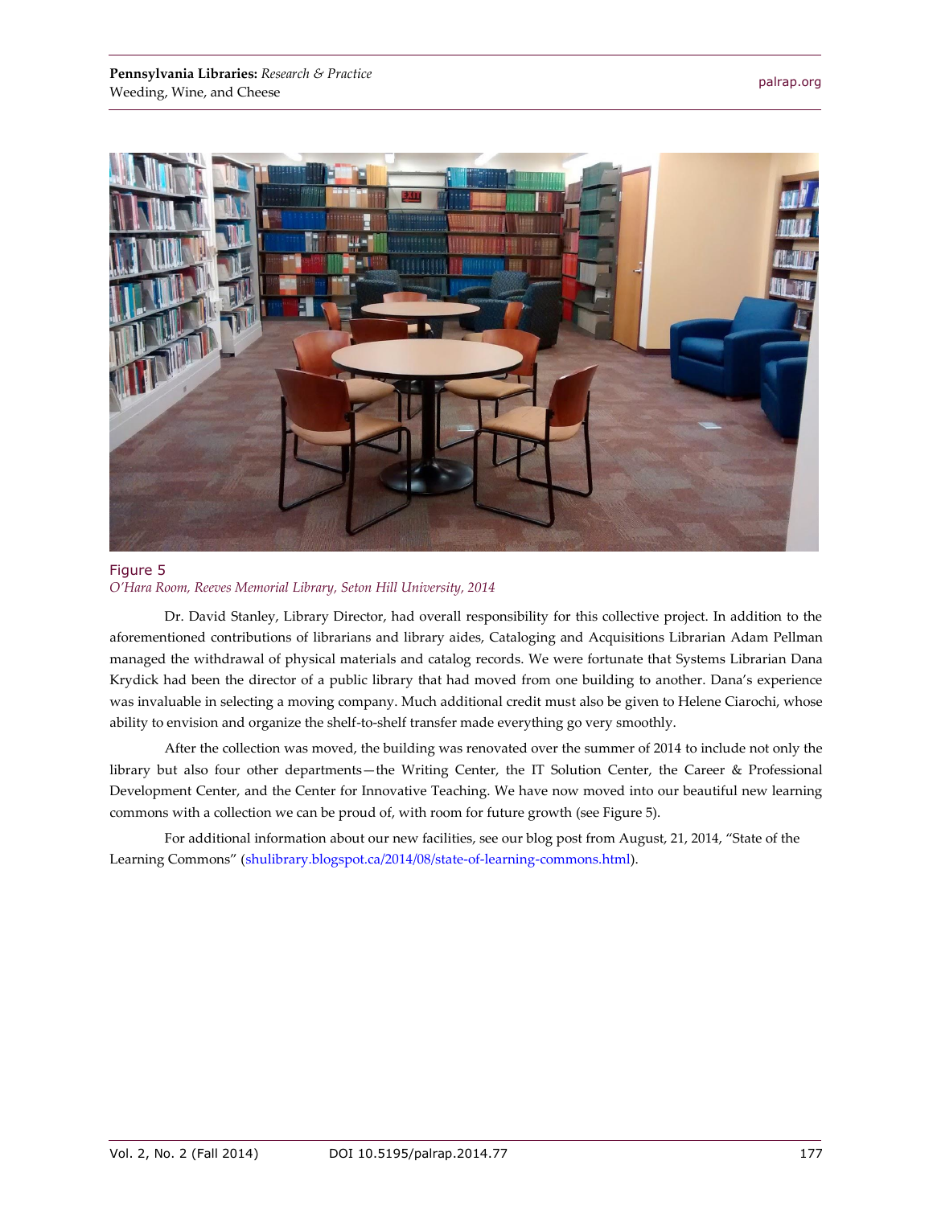Figure 5
*O'Hara Room, Reeves Memorial Library, Seton Hill University, 2014*

Dr. David Stanley, Library Director, had overall responsibility for this collective project. In addition to the aforementioned contributions of librarians and library aides, Cataloging and Acquisitions Librarian Adam Pellman managed the withdrawal of physical materials and catalog records. We were fortunate that Systems Librarian Dana Krydick had been the director of a public library that had moved from one building to another. Dana's experience was invaluable in selecting a moving company. Much additional credit must also be given to Helene Ciarochi, whose ability to envision and organize the shelf-to-shelf transfer made everything go very smoothly.

After the collection was moved, the building was renovated over the summer of 2014 to include not only the library but also four other departments—the Writing Center, the IT Solution Center, the Career & Professional Development Center, and the Center for Innovative Teaching. We have now moved into our beautiful new learning commons with a collection we can be proud of, with room for future growth (see Figure 5).

For additional information about our new facilities, see our blog post from August, 21, 2014, "State of the Learning Commons" (shulibrary.blogspot.ca/2014/08/state-of-learning-commons.html).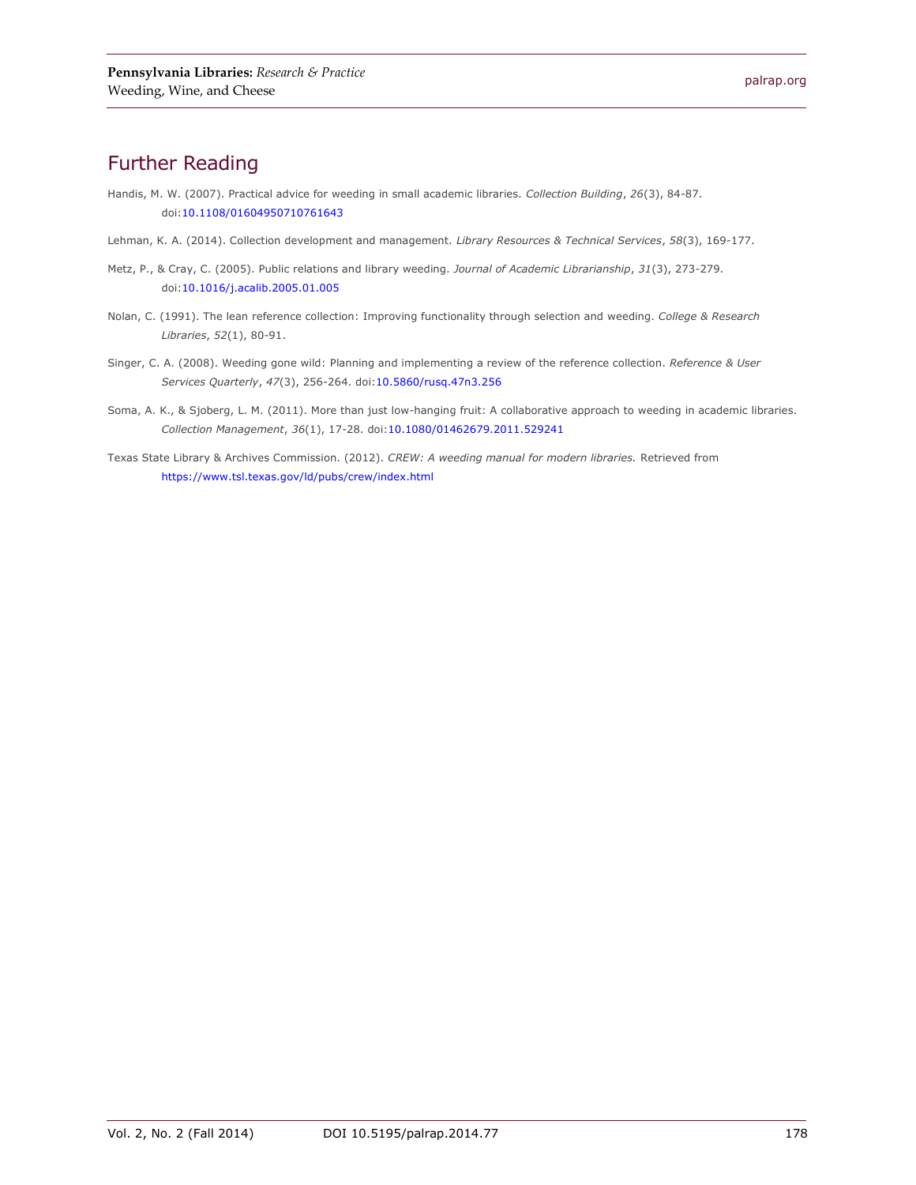## Further Reading

Handis, M. W. (2007). Practical advice for weeding in small academic libraries. *Collection Building*, *26*(3), 84-87. doi:10.1108/01604950710761643

Lehman, K. A. (2014). Collection development and management. *Library Resources & Technical Services*, *58*(3), 169-177.

Metz, P., & Cray, C. (2005). Public relations and library weeding. *Journal of Academic Librarianship*, *31*(3), 273-279. doi:10.1016/j.acalib.2005.01.005

Nolan, C. (1991). The lean reference collection: Improving functionality through selection and weeding. *College & Research Libraries*, *52*(1), 80-91.

Singer, C. A. (2008). Weeding gone wild: Planning and implementing a review of the reference collection. *Reference & User Services Quarterly*, *47*(3), 256-264. doi:10.5860/rusq.47n3.256

Soma, A. K., & Sjoberg, L. M. (2011). More than just low-hanging fruit: A collaborative approach to weeding in academic libraries. *Collection Management*, *36*(1), 17-28. doi:10.1080/01462679.2011.529241

Texas State Library & Archives Commission. (2012). *CREW: A weeding manual for modern libraries.* Retrieved from https://www.tsl.texas.gov/ld/pubs/crew/index.html